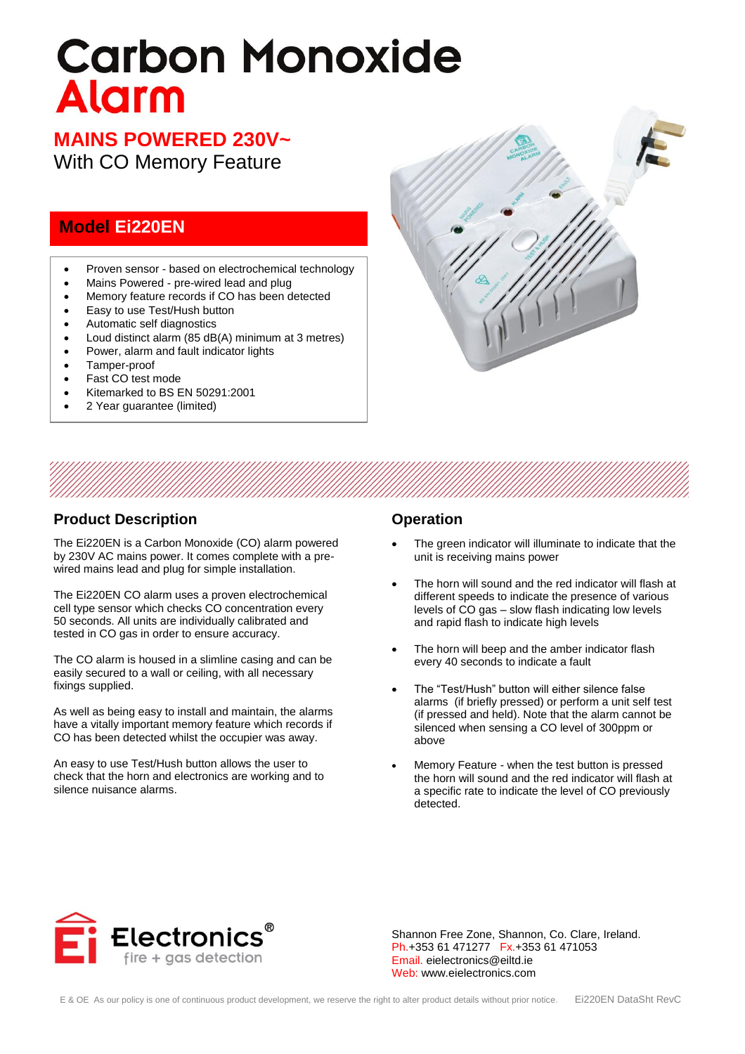# Carbon Monoxide Alarm

## MAINS POWERED 230V~

With CO Memory Feature

## Model Ei220EN

- Proven sensor - based on electrochemical technology
- Mains Powered - pre-wired lead and plug
- Memory feature records if CO has been detected
- Easy to use Test/Hush button
- Automatic self diagnostics
- Loud distinct alarm (85 dB(A) minimum at 3 metres)
- Power, alarm and fault indicator lights
- Tamper-proof
- Fast CO test mode
- Kitemarked to BS EN 50291:2001
- 2 Year guarantee (limited)

## Product Description

The Ei220EN is a Carbon Monoxide (CO) alarm powered by 230V AC mains power. It comes complete with a pre-wired mains lead and plug for simple installation.

The Ei220EN CO alarm uses a proven electrochemical cell type sensor which checks CO concentration every 50 seconds. All units are individually calibrated and tested in CO gas in order to ensure accuracy.

The CO alarm is housed in a slimline casing and can be easily secured to a wall or ceiling, with all necessary fixings supplied.

As well as being easy to install and maintain, the alarms have a vitally important memory feature which records if CO has been detected whilst the occupier was away.

An easy to use Test/Hush button allows the user to check that the horn and electronics are working and to silence nuisance alarms.

## Operation

- The green indicator will illuminate to indicate that the unit is receiving mains power
- The horn will sound and the red indicator will flash at different speeds to indicate the presence of various levels of CO gas – slow flash indicating low levels and rapid flash to indicate high levels
- The horn will beep and the amber indicator flash every 40 seconds to indicate a fault
- The "Test/Hush" button will either silence false alarms (if briefly pressed) or perform a unit self test (if pressed and held). Note that the alarm cannot be silenced when sensing a CO level of 300ppm or above
- Memory Feature - when the test button is pressed the horn will sound and the red indicator will flash at a specific rate to indicate the level of CO previously detected.

Ei Electronics®
fire + gas detection

Shannon Free Zone, Shannon, Co. Clare, Ireland.
Ph.+353 61 471277 Fx.+353 61 471053
Email. eielectronics@eiltd.ie
Web: www.eielectronics.com

E & OE As our policy is one of continuous product development, we reserve the right to alter product details without prior notice. Ei220EN DataSht RevC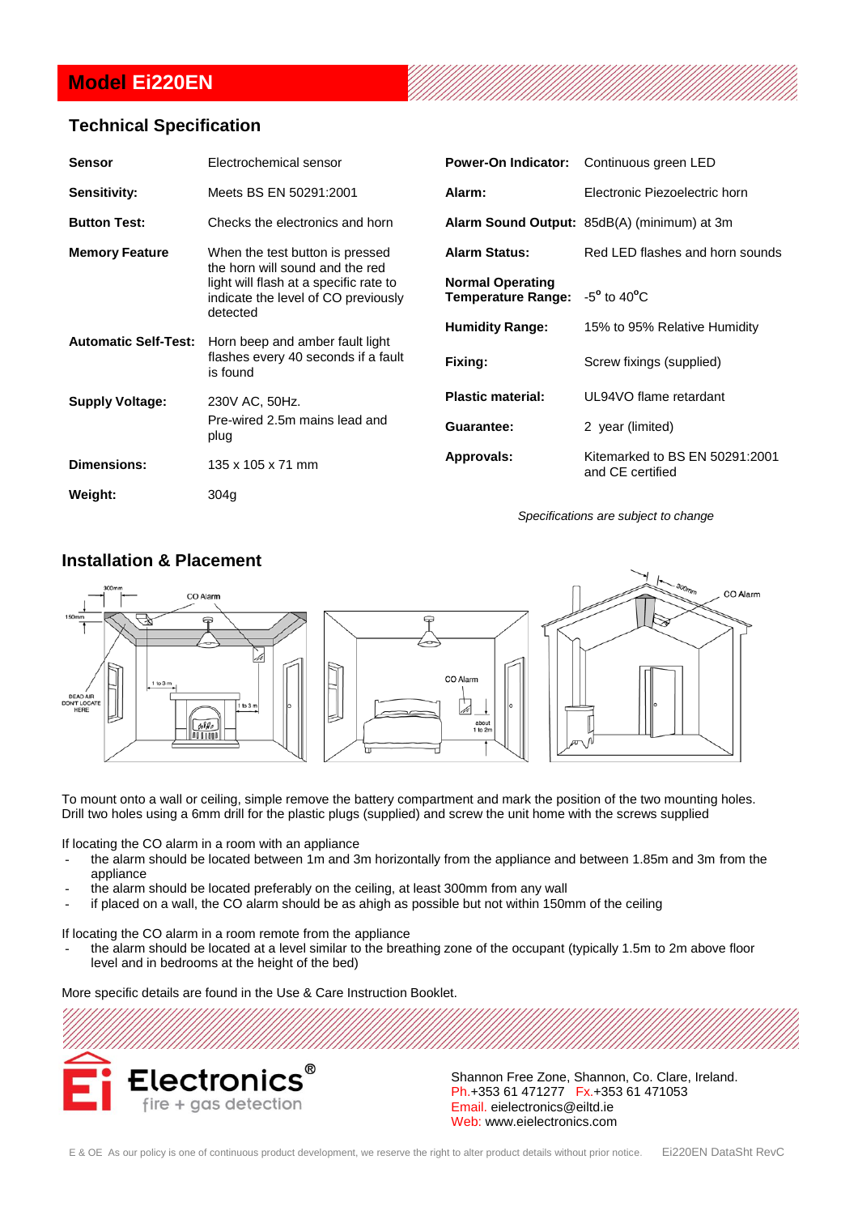# Model Ei220EN

## Technical Specification

| | |
|---|---|
| **Sensor** | Electrochemical sensor |
| **Sensitivity:** | Meets BS EN 50291:2001 |
| **Button Test:** | Checks the electronics and horn |
| **Memory Feature** | When the test button is pressed the horn will sound and the red light will flash at a specific rate to indicate the level of CO previously detected |
| **Automatic Self-Test:** | Horn beep and amber fault light flashes every 40 seconds if a fault is found |
| **Supply Voltage:** | 230V AC, 50Hz. Pre-wired 2.5m mains lead and plug |
| **Dimensions:** | 135 x 105 x 71 mm |
| **Weight:** | 304g |
| **Power-On Indicator:** | Continuous green LED |
| **Alarm:** | Electronic Piezoelectric horn |
| **Alarm Sound Output:** | 85dB(A) (minimum) at 3m |
| **Alarm Status:** | Red LED flashes and horn sounds |
| **Normal Operating Temperature Range:** | -5° to 40°C |
| **Humidity Range:** | 15% to 95% Relative Humidity |
| **Fixing:** | Screw fixings (supplied) |
| **Plastic material:** | UL94VO flame retardant |
| **Guarantee:** | 2 year (limited) |
| **Approvals:** | Kitemarked to BS EN 50291:2001 and CE certified |

*Specifications are subject to change*

## Installation & Placement

300mm
150mm
CO Alarm
1 to 3 m
1 to 3 m
DEAD AIR DON'T LOCATE HERE
CO Alarm
about 1 to 2m
300mm
CO Alarm

To mount onto a wall or ceiling, simple remove the battery compartment and mark the position of the two mounting holes. Drill two holes using a 6mm drill for the plastic plugs (supplied) and screw the unit home with the screws supplied

If locating the CO alarm in a room with an appliance

- the alarm should be located between 1m and 3m horizontally from the appliance and between 1.85m and 3m from the appliance
- the alarm should be located preferably on the ceiling, at least 300mm from any wall
- if placed on a wall, the CO alarm should be as ahigh as possible but not within 150mm of the ceiling

If locating the CO alarm in a room remote from the appliance

- the alarm should be located at a level similar to the breathing zone of the occupant (typically 1.5m to 2m above floor level and in bedrooms at the height of the bed)

More specific details are found in the Use & Care Instruction Booklet.

**Ei Electronics®**
fire + gas detection

Shannon Free Zone, Shannon, Co. Clare, Ireland.
Ph.+353 61 471277 Fx.+353 61 471053
Email. eielectronics@eiltd.ie
Web: www.eielectronics.com

E & OE As our policy is one of continuous product development, we reserve the right to alter product details without prior notice. Ei220EN DataSht RevC